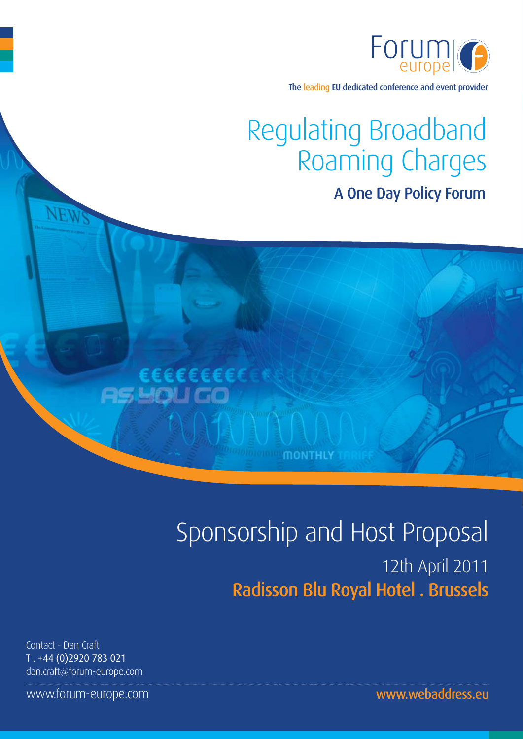Forum europe

The leading EU dedicated conference and event provider

# Regulating Broadband Roaming Charges

## A One Day Policy Forum

# Sponsorship and Host Proposal

12th April 2011

**Radisson Blu Royal Hotel . Brussels**

Contact - Dan Craft
T . +44 (0)2920 783 021
dan.craft@forum-europe.com

www.forum-europe.com

**www.webaddress.eu**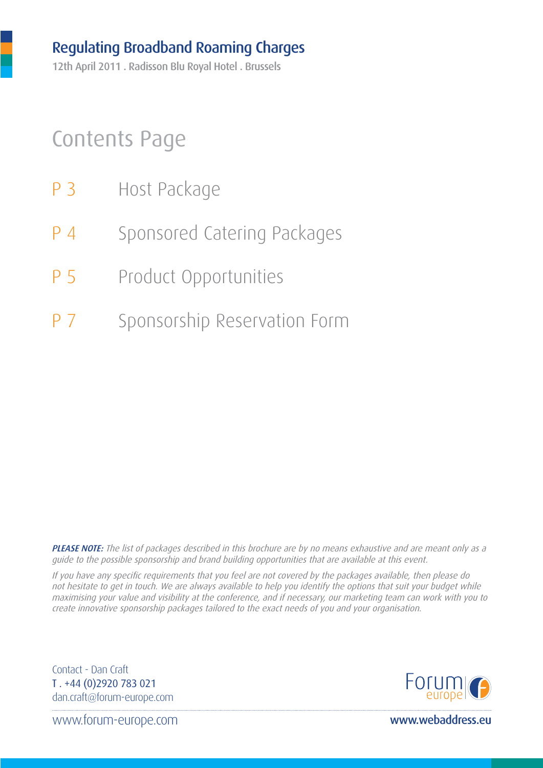# Contents Page

| | |
|---|---|
| P 3 | Host Package |
| P 4 | Sponsored Catering Packages |
| P 5 | Product Opportunities |
| P 7 | Sponsorship Reservation Form |

***PLEASE NOTE:*** *The list of packages described in this brochure are by no means exhaustive and are meant only as a guide to the possible sponsorship and brand building opportunities that are available at this event.*

*If you have any specific requirements that you feel are not covered by the packages available, then please do not hesitate to get in touch. We are always available to help you identify the options that suit your budget while maximising your value and visibility at the conference, and if necessary, our marketing team can work with you to create innovative sponsorship packages tailored to the exact needs of you and your organisation.*

Contact - Dan Craft
T . +44 (0)2920 783 021
dan.craft@forum-europe.com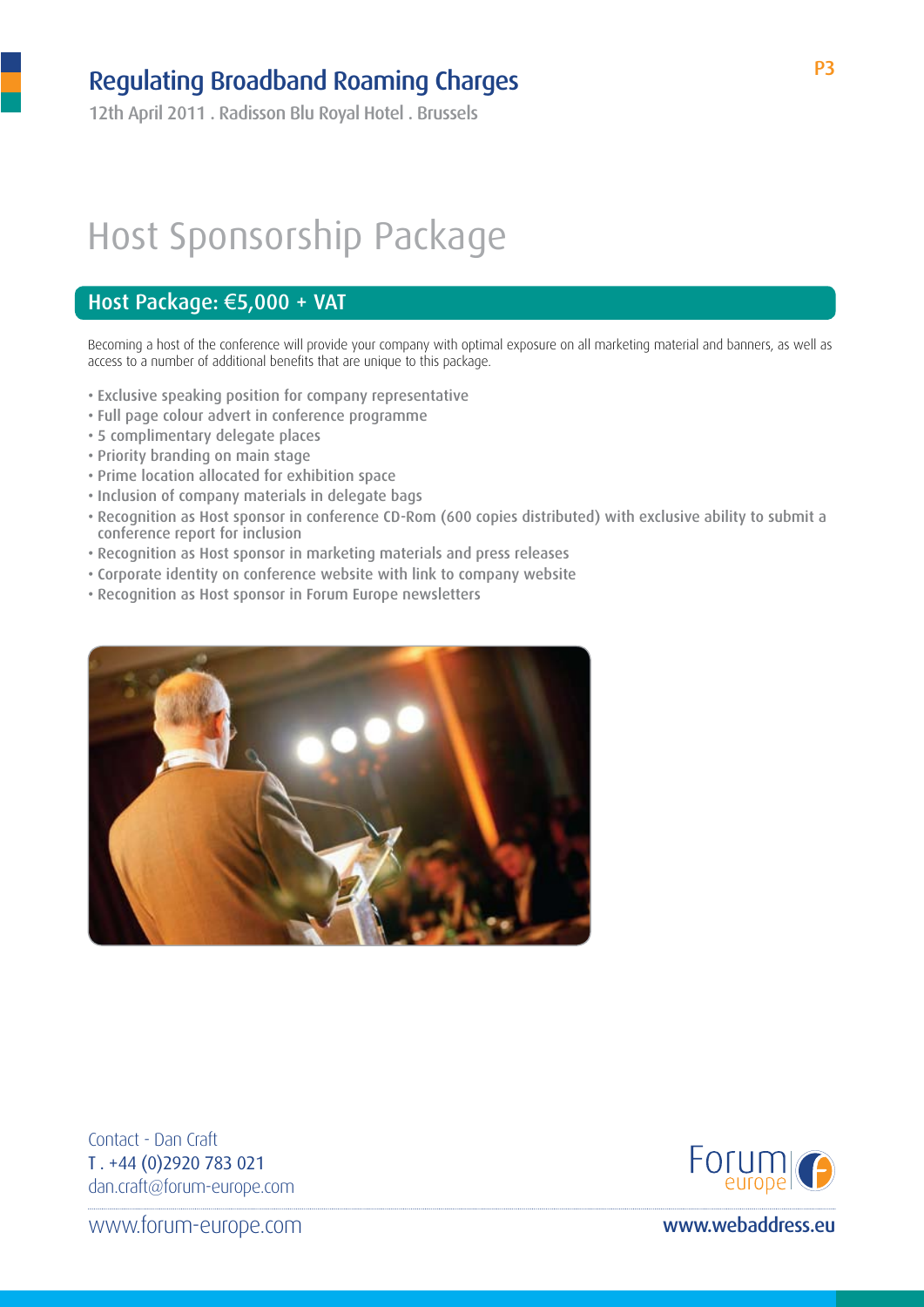# Host Sponsorship Package

## Host Package: €5,000 + VAT

Becoming a host of the conference will provide your company with optimal exposure on all marketing material and banners, as well as access to a number of additional benefits that are unique to this package.

- Exclusive speaking position for company representative
- Full page colour advert in conference programme
- 5 complimentary delegate places
- Priority branding on main stage
- Prime location allocated for exhibition space
- Inclusion of company materials in delegate bags
- Recognition as Host sponsor in conference CD-Rom (600 copies distributed) with exclusive ability to submit a conference report for inclusion
- Recognition as Host sponsor in marketing materials and press releases
- Corporate identity on conference website with link to company website
- Recognition as Host sponsor in Forum Europe newsletters

Contact - Dan Craft
T . +44 (0)2920 783 021
dan.craft@forum-europe.com

www.forum-europe.com

www.webaddress.eu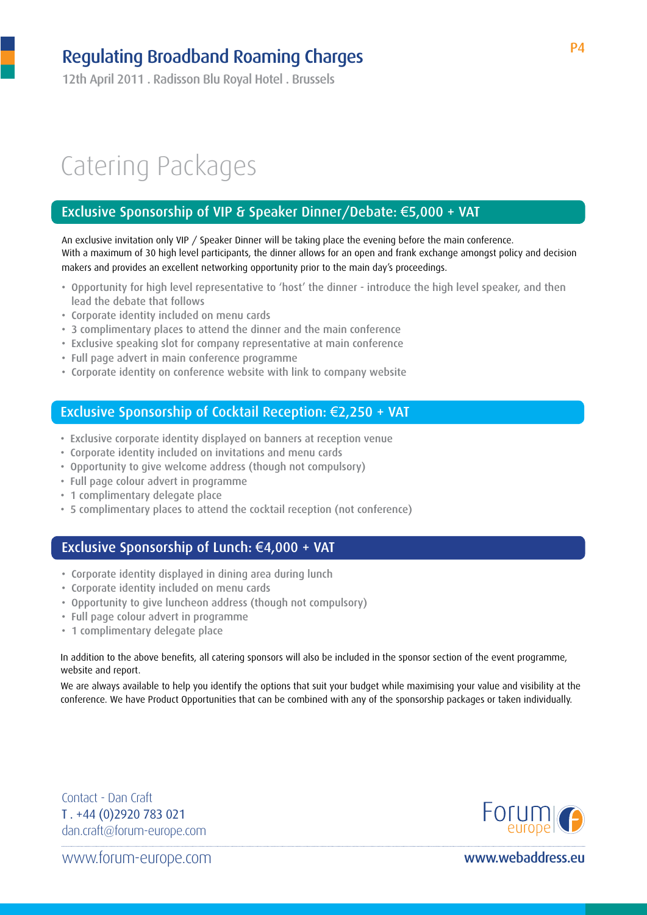# Catering Packages

## Exclusive Sponsorship of VIP & Speaker Dinner/Debate: €5,000 + VAT

An exclusive invitation only VIP / Speaker Dinner will be taking place the evening before the main conference. With a maximum of 30 high level participants, the dinner allows for an open and frank exchange amongst policy and decision makers and provides an excellent networking opportunity prior to the main day's proceedings.

- Opportunity for high level representative to 'host' the dinner - introduce the high level speaker, and then lead the debate that follows
- Corporate identity included on menu cards
- 3 complimentary places to attend the dinner and the main conference
- Exclusive speaking slot for company representative at main conference
- Full page advert in main conference programme
- Corporate identity on conference website with link to company website

## Exclusive Sponsorship of Cocktail Reception: €2,250 + VAT

- Exclusive corporate identity displayed on banners at reception venue
- Corporate identity included on invitations and menu cards
- Opportunity to give welcome address (though not compulsory)
- Full page colour advert in programme
- 1 complimentary delegate place
- 5 complimentary places to attend the cocktail reception (not conference)

## Exclusive Sponsorship of Lunch: €4,000 + VAT

- Corporate identity displayed in dining area during lunch
- Corporate identity included on menu cards
- Opportunity to give luncheon address (though not compulsory)
- Full page colour advert in programme
- 1 complimentary delegate place

In addition to the above benefits, all catering sponsors will also be included in the sponsor section of the event programme, website and report.

We are always available to help you identify the options that suit your budget while maximising your value and visibility at the conference. We have Product Opportunities that can be combined with any of the sponsorship packages or taken individually.

Contact - Dan Craft
T . +44 (0)2920 783 021
dan.craft@forum-europe.com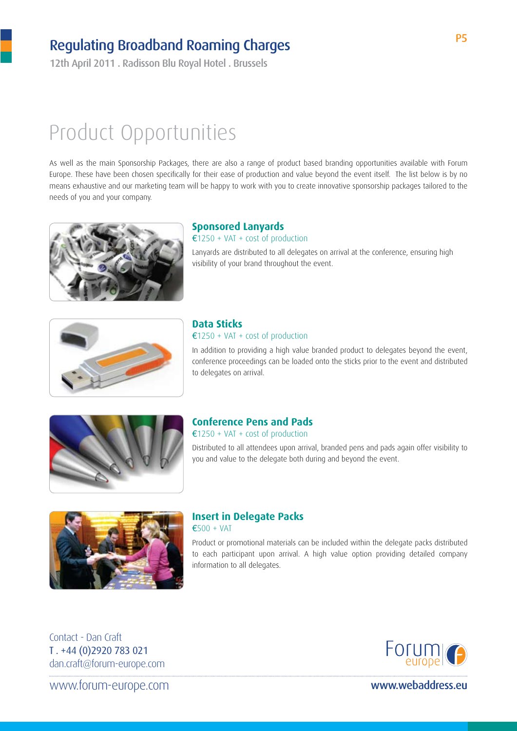# Product Opportunities

As well as the main Sponsorship Packages, there are also a range of product based branding opportunities available with Forum Europe. These have been chosen specifically for their ease of production and value beyond the event itself. The list below is by no means exhaustive and our marketing team will be happy to work with you to create innovative sponsorship packages tailored to the needs of you and your company.

### Sponsored Lanyards

€1250 + VAT + cost of production

Lanyards are distributed to all delegates on arrival at the conference, ensuring high visibility of your brand throughout the event.

### Data Sticks

€1250 + VAT + cost of production

In addition to providing a high value branded product to delegates beyond the event, conference proceedings can be loaded onto the sticks prior to the event and distributed to delegates on arrival.

### Conference Pens and Pads

€1250 + VAT + cost of production

Distributed to all attendees upon arrival, branded pens and pads again offer visibility to you and value to the delegate both during and beyond the event.

### Insert in Delegate Packs

€500 + VAT

Product or promotional materials can be included within the delegate packs distributed to each participant upon arrival. A high value option providing detailed company information to all delegates.

Contact - Dan Craft
T . +44 (0)2920 783 021
dan.craft@forum-europe.com

www.forum-europe.com

www.webaddress.eu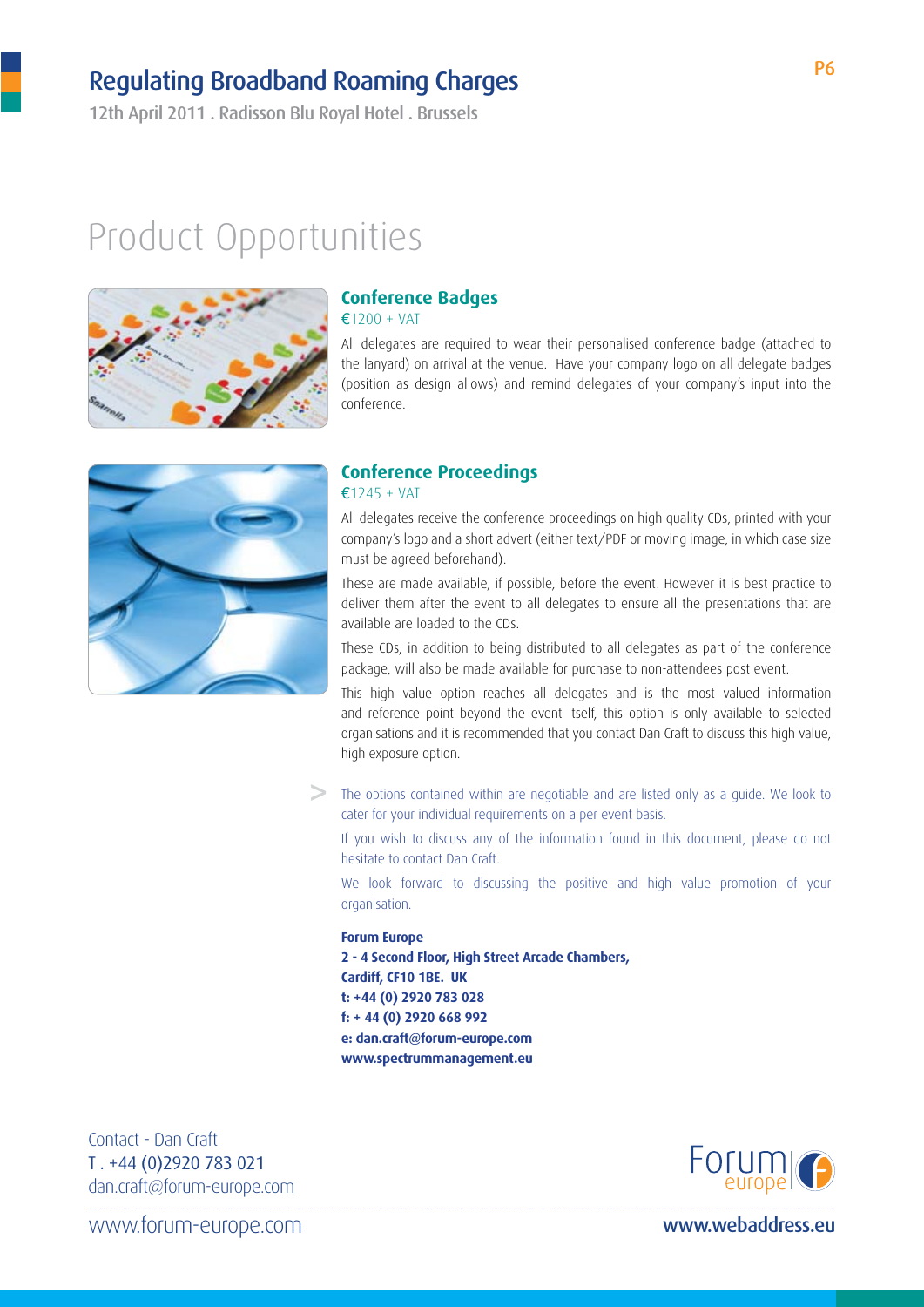# Product Opportunities

## Conference Badges

€1200 + VAT

All delegates are required to wear their personalised conference badge (attached to the lanyard) on arrival at the venue. Have your company logo on all delegate badges (position as design allows) and remind delegates of your company's input into the conference.

## Conference Proceedings

€1245 + VAT

All delegates receive the conference proceedings on high quality CDs, printed with your company's logo and a short advert (either text/PDF or moving image, in which case size must be agreed beforehand).

These are made available, if possible, before the event. However it is best practice to deliver them after the event to all delegates to ensure all the presentations that are available are loaded to the CDs.

These CDs, in addition to being distributed to all delegates as part of the conference package, will also be made available for purchase to non-attendees post event.

This high value option reaches all delegates and is the most valued information and reference point beyond the event itself, this option is only available to selected organisations and it is recommended that you contact Dan Craft to discuss this high value, high exposure option.

> The options contained within are negotiable and are listed only as a guide. We look to cater for your individual requirements on a per event basis.
>
> If you wish to discuss any of the information found in this document, please do not hesitate to contact Dan Craft.
>
> We look forward to discussing the positive and high value promotion of your organisation.

**Forum Europe**
**2 - 4 Second Floor, High Street Arcade Chambers,**
**Cardiff, CF10 1BE. UK**
**t: +44 (0) 2920 783 028**
**f: + 44 (0) 2920 668 992**
**e: dan.craft@forum-europe.com**
**www.spectrummanagement.eu**

Contact - Dan Craft
T . +44 (0)2920 783 021
dan.craft@forum-europe.com

www.forum-europe.com

www.webaddress.eu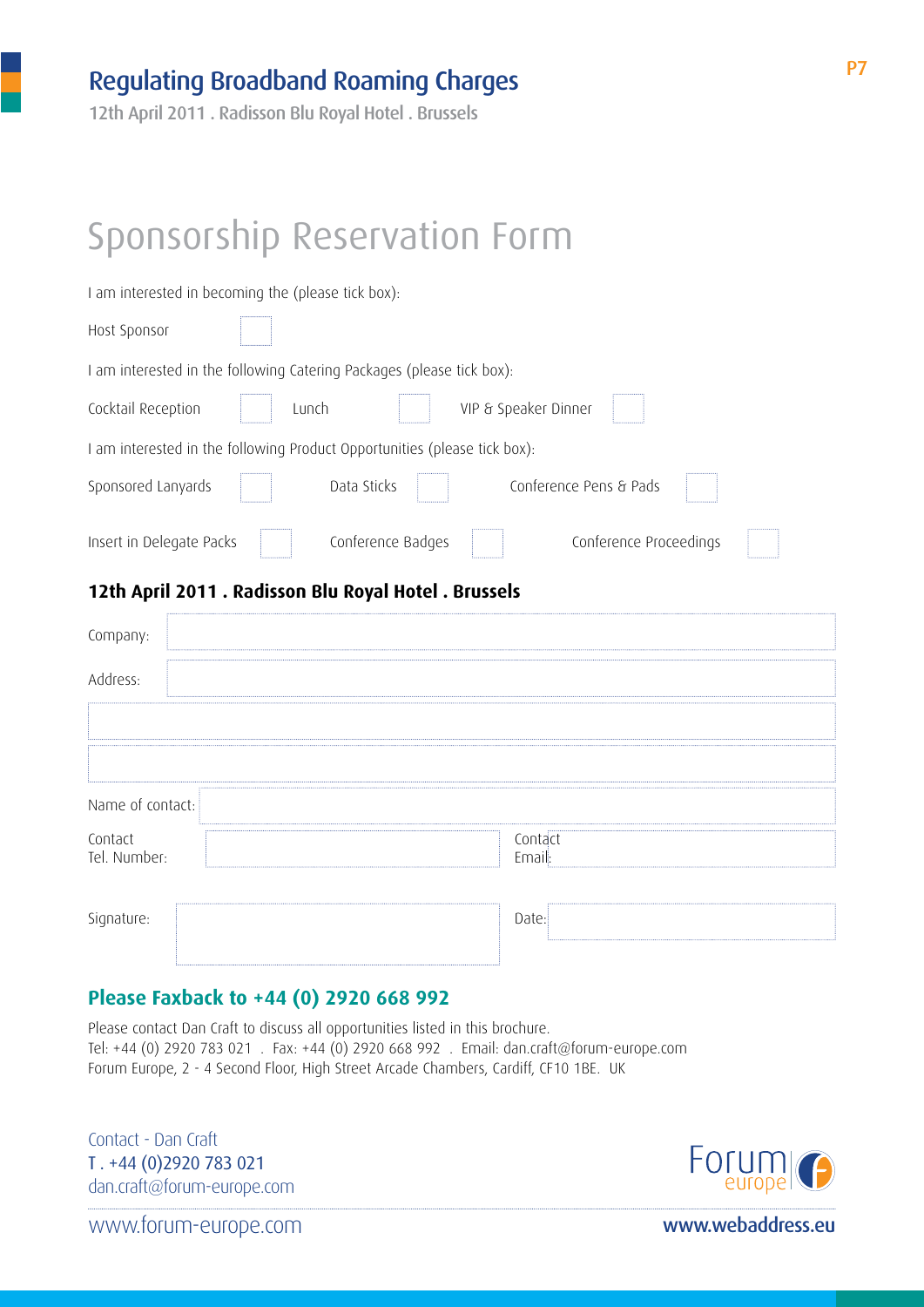# Sponsorship Reservation Form

I am interested in becoming the (please tick box):

Host Sponsor ☐

I am interested in the following Catering Packages (please tick box):

Cocktail Reception ☐ Lunch ☐ VIP & Speaker Dinner ☐

I am interested in the following Product Opportunities (please tick box):

Sponsored Lanyards ☐ Data Sticks ☐ Conference Pens & Pads ☐

Insert in Delegate Packs ☐ Conference Badges ☐ Conference Proceedings ☐

**12th April 2011 . Radisson Blu Royal Hotel . Brussels**

Company:

Address:

Name of contact:

Contact Tel. Number:

Contact Email:

Signature:

Date:

## Please Faxback to +44 (0) 2920 668 992

Please contact Dan Craft to discuss all opportunities listed in this brochure.
Tel: +44 (0) 2920 783 021 . Fax: +44 (0) 2920 668 992 . Email: dan.craft@forum-europe.com
Forum Europe, 2 - 4 Second Floor, High Street Arcade Chambers, Cardiff, CF10 1BE. UK

Contact - Dan Craft
T . +44 (0)2920 783 021
dan.craft@forum-europe.com

Forum europe

www.forum-europe.com

www.webaddress.eu